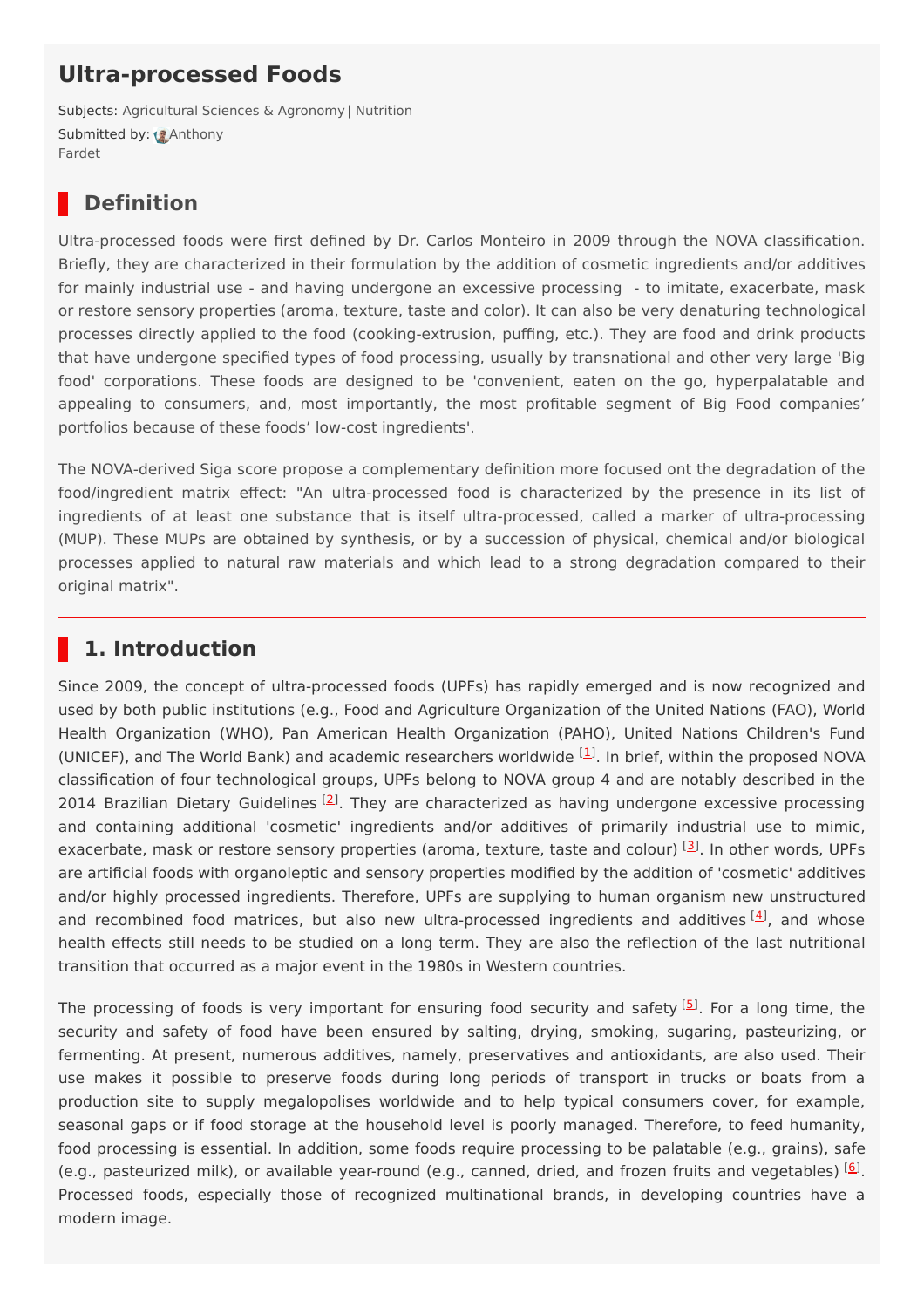# Ultra-processed Foods

Subjects: Agricultural Sciences & Agronomy | Nutrition

Submitted by: Anthony Fardet

## Definition

Ultra-processed foods were first defined by Dr. Carlos Monteiro in 2009 through the NOVA classification. Briefly, they are characterized in their formulation by the addition of cosmetic ingredients and/or additives for mainly industrial use - and having undergone an excessive processing - to imitate, exacerbate, mask or restore sensory properties (aroma, texture, taste and color). It can also be very denaturing technological processes directly applied to the food (cooking-extrusion, puffing, etc.). They are food and drink products that have undergone specified types of food processing, usually by transnational and other very large 'Big food' corporations. These foods are designed to be 'convenient, eaten on the go, hyperpalatable and appealing to consumers, and, most importantly, the most profitable segment of Big Food companies' portfolios because of these foods' low-cost ingredients'.

The NOVA-derived Siga score propose a complementary definition more focused ont the degradation of the food/ingredient matrix effect: "An ultra-processed food is characterized by the presence in its list of ingredients of at least one substance that is itself ultra-processed, called a marker of ultra-processing (MUP). These MUPs are obtained by synthesis, or by a succession of physical, chemical and/or biological processes applied to natural raw materials and which lead to a strong degradation compared to their original matrix".

## 1. Introduction

Since 2009, the concept of ultra-processed foods (UPFs) has rapidly emerged and is now recognized and used by both public institutions (e.g., Food and Agriculture Organization of the United Nations (FAO), World Health Organization (WHO), Pan American Health Organization (PAHO), United Nations Children's Fund (UNICEF), and The World Bank) and academic researchers worldwide [1]. In brief, within the proposed NOVA classification of four technological groups, UPFs belong to NOVA group 4 and are notably described in the 2014 Brazilian Dietary Guidelines [2]. They are characterized as having undergone excessive processing and containing additional 'cosmetic' ingredients and/or additives of primarily industrial use to mimic, exacerbate, mask or restore sensory properties (aroma, texture, taste and colour) [3]. In other words, UPFs are artificial foods with organoleptic and sensory properties modified by the addition of 'cosmetic' additives and/or highly processed ingredients. Therefore, UPFs are supplying to human organism new unstructured and recombined food matrices, but also new ultra-processed ingredients and additives [4], and whose health effects still needs to be studied on a long term. They are also the reflection of the last nutritional transition that occurred as a major event in the 1980s in Western countries.

The processing of foods is very important for ensuring food security and safety [5]. For a long time, the security and safety of food have been ensured by salting, drying, smoking, sugaring, pasteurizing, or fermenting. At present, numerous additives, namely, preservatives and antioxidants, are also used. Their use makes it possible to preserve foods during long periods of transport in trucks or boats from a production site to supply megalopolises worldwide and to help typical consumers cover, for example, seasonal gaps or if food storage at the household level is poorly managed. Therefore, to feed humanity, food processing is essential. In addition, some foods require processing to be palatable (e.g., grains), safe (e.g., pasteurized milk), or available year-round (e.g., canned, dried, and frozen fruits and vegetables) [6]. Processed foods, especially those of recognized multinational brands, in developing countries have a modern image.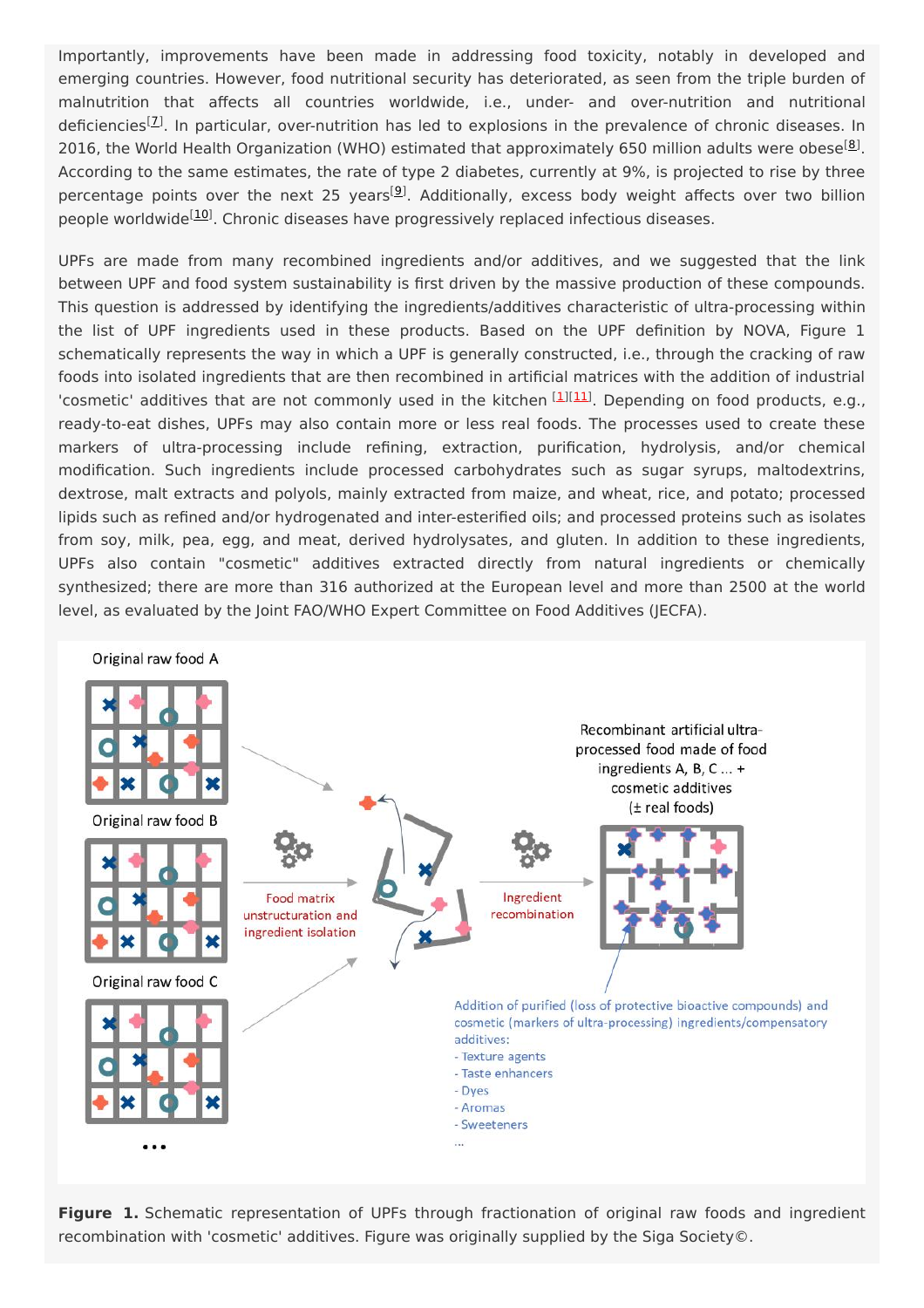Importantly, improvements have been made in addressing food toxicity, notably in developed and emerging countries. However, food nutritional security has deteriorated, as seen from the triple burden of malnutrition that affects all countries worldwide, i.e., under- and over-nutrition and nutritional deficiencies[7]. In particular, over-nutrition has led to explosions in the prevalence of chronic diseases. In 2016, the World Health Organization (WHO) estimated that approximately 650 million adults were obese[8]. According to the same estimates, the rate of type 2 diabetes, currently at 9%, is projected to rise by three percentage points over the next 25 years[9]. Additionally, excess body weight affects over two billion people worldwide[10]. Chronic diseases have progressively replaced infectious diseases.

UPFs are made from many recombined ingredients and/or additives, and we suggested that the link between UPF and food system sustainability is first driven by the massive production of these compounds. This question is addressed by identifying the ingredients/additives characteristic of ultra-processing within the list of UPF ingredients used in these products. Based on the UPF definition by NOVA, Figure 1 schematically represents the way in which a UPF is generally constructed, i.e., through the cracking of raw foods into isolated ingredients that are then recombined in artificial matrices with the addition of industrial 'cosmetic' additives that are not commonly used in the kitchen [1][11]. Depending on food products, e.g., ready-to-eat dishes, UPFs may also contain more or less real foods. The processes used to create these markers of ultra-processing include refining, extraction, purification, hydrolysis, and/or chemical modification. Such ingredients include processed carbohydrates such as sugar syrups, maltodextrins, dextrose, malt extracts and polyols, mainly extracted from maize, and wheat, rice, and potato; processed lipids such as refined and/or hydrogenated and inter-esterified oils; and processed proteins such as isolates from soy, milk, pea, egg, and meat, derived hydrolysates, and gluten. In addition to these ingredients, UPFs also contain "cosmetic" additives extracted directly from natural ingredients or chemically synthesized; there are more than 316 authorized at the European level and more than 2500 at the world level, as evaluated by the Joint FAO/WHO Expert Committee on Food Additives (JECFA).

Original raw food A

Original raw food B

Original raw food C

...

Food matrix unstructuration and ingredient isolation

Ingredient recombination

Recombinant artificial ultra-processed food made of food ingredients A, B, C ... + cosmetic additives (± real foods)

Addition of purified (loss of protective bioactive compounds) and cosmetic (markers of ultra-processing) ingredients/compensatory additives:
- Texture agents
- Taste enhancers
- Dyes
- Aromas
- Sweeteners
...

**Figure 1.** Schematic representation of UPFs through fractionation of original raw foods and ingredient recombination with 'cosmetic' additives. Figure was originally supplied by the Siga Society©.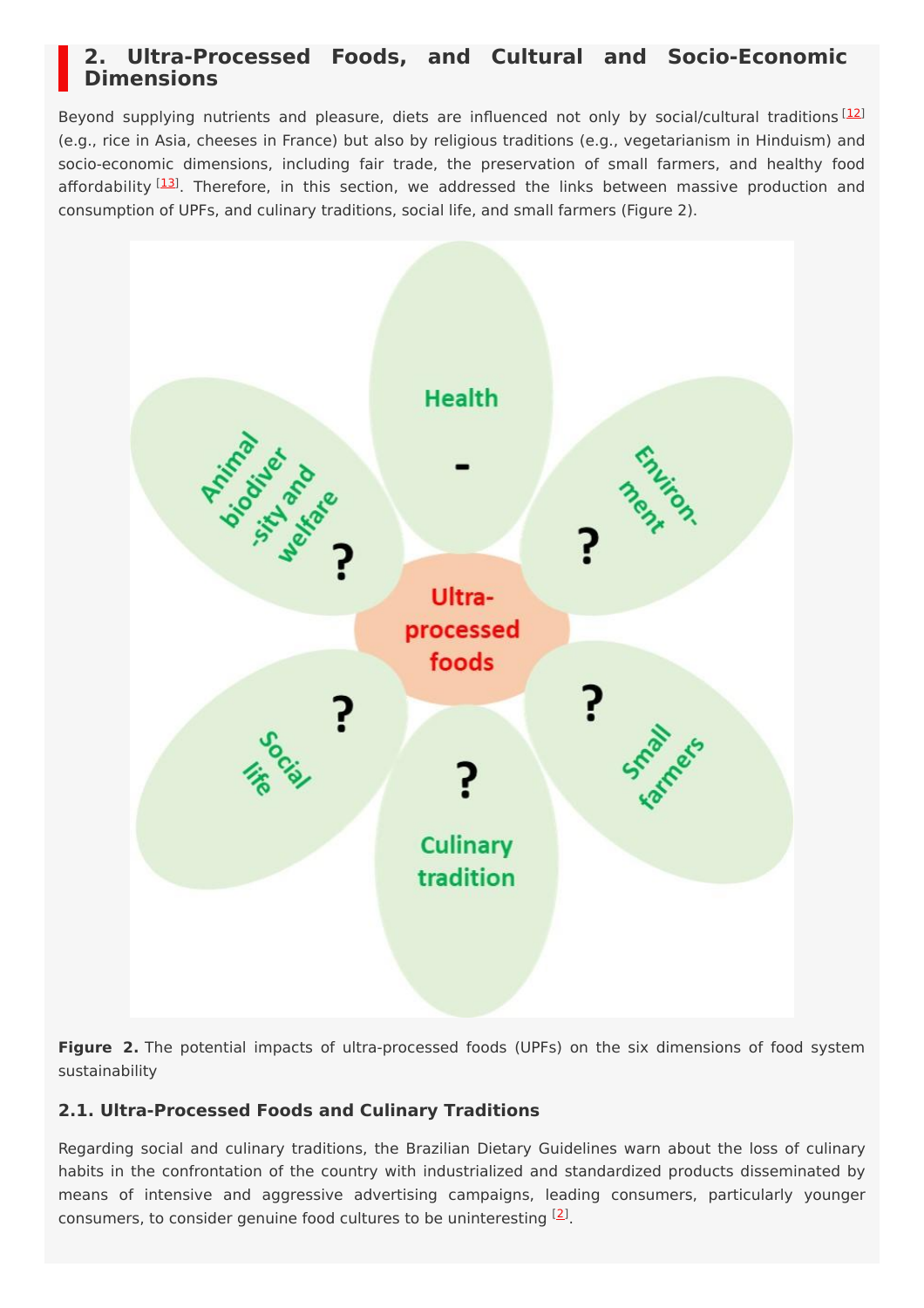## 2. Ultra-Processed Foods, and Cultural and Socio-Economic Dimensions

Beyond supplying nutrients and pleasure, diets are influenced not only by social/cultural traditions [12] (e.g., rice in Asia, cheeses in France) but also by religious traditions (e.g., vegetarianism in Hinduism) and socio-economic dimensions, including fair trade, the preservation of small farmers, and healthy food affordability [13]. Therefore, in this section, we addressed the links between massive production and consumption of UPFs, and culinary traditions, social life, and small farmers (Figure 2).

Ultra-processed foods

Health
-

Environ-ment
?

Small farmers
?

Culinary tradition
?

Social life
?

Animal biodiver-sity and welfare
?

**Figure 2.** The potential impacts of ultra-processed foods (UPFs) on the six dimensions of food system sustainability

### 2.1. Ultra-Processed Foods and Culinary Traditions

Regarding social and culinary traditions, the Brazilian Dietary Guidelines warn about the loss of culinary habits in the confrontation of the country with industrialized and standardized products disseminated by means of intensive and aggressive advertising campaigns, leading consumers, particularly younger consumers, to consider genuine food cultures to be uninteresting [2].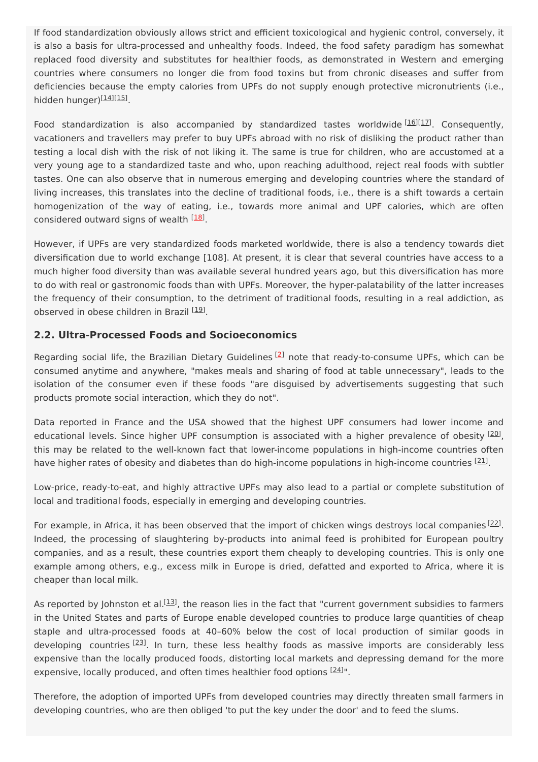If food standardization obviously allows strict and efficient toxicological and hygienic control, conversely, it is also a basis for ultra-processed and unhealthy foods. Indeed, the food safety paradigm has somewhat replaced food diversity and substitutes for healthier foods, as demonstrated in Western and emerging countries where consumers no longer die from food toxins but from chronic diseases and suffer from deficiencies because the empty calories from UPFs do not supply enough protective micronutrients (i.e., hidden hunger)[14][15].

Food standardization is also accompanied by standardized tastes worldwide [16][17]. Consequently, vacationers and travellers may prefer to buy UPFs abroad with no risk of disliking the product rather than testing a local dish with the risk of not liking it. The same is true for children, who are accustomed at a very young age to a standardized taste and who, upon reaching adulthood, reject real foods with subtler tastes. One can also observe that in numerous emerging and developing countries where the standard of living increases, this translates into the decline of traditional foods, i.e., there is a shift towards a certain homogenization of the way of eating, i.e., towards more animal and UPF calories, which are often considered outward signs of wealth [18].

However, if UPFs are very standardized foods marketed worldwide, there is also a tendency towards diet diversification due to world exchange [108]. At present, it is clear that several countries have access to a much higher food diversity than was available several hundred years ago, but this diversification has more to do with real or gastronomic foods than with UPFs. Moreover, the hyper-palatability of the latter increases the frequency of their consumption, to the detriment of traditional foods, resulting in a real addiction, as observed in obese children in Brazil [19].

### 2.2. Ultra-Processed Foods and Socioeconomics

Regarding social life, the Brazilian Dietary Guidelines [2] note that ready-to-consume UPFs, which can be consumed anytime and anywhere, "makes meals and sharing of food at table unnecessary", leads to the isolation of the consumer even if these foods "are disguised by advertisements suggesting that such products promote social interaction, which they do not".

Data reported in France and the USA showed that the highest UPF consumers had lower income and educational levels. Since higher UPF consumption is associated with a higher prevalence of obesity [20], this may be related to the well-known fact that lower-income populations in high-income countries often have higher rates of obesity and diabetes than do high-income populations in high-income countries [21].

Low-price, ready-to-eat, and highly attractive UPFs may also lead to a partial or complete substitution of local and traditional foods, especially in emerging and developing countries.

For example, in Africa, it has been observed that the import of chicken wings destroys local companies [22]. Indeed, the processing of slaughtering by-products into animal feed is prohibited for European poultry companies, and as a result, these countries export them cheaply to developing countries. This is only one example among others, e.g., excess milk in Europe is dried, defatted and exported to Africa, where it is cheaper than local milk.

As reported by Johnston et al.[13], the reason lies in the fact that "current government subsidies to farmers in the United States and parts of Europe enable developed countries to produce large quantities of cheap staple and ultra-processed foods at 40–60% below the cost of local production of similar goods in developing countries [23]. In turn, these less healthy foods as massive imports are considerably less expensive than the locally produced foods, distorting local markets and depressing demand for the more expensive, locally produced, and often times healthier food options [24]".

Therefore, the adoption of imported UPFs from developed countries may directly threaten small farmers in developing countries, who are then obliged 'to put the key under the door' and to feed the slums.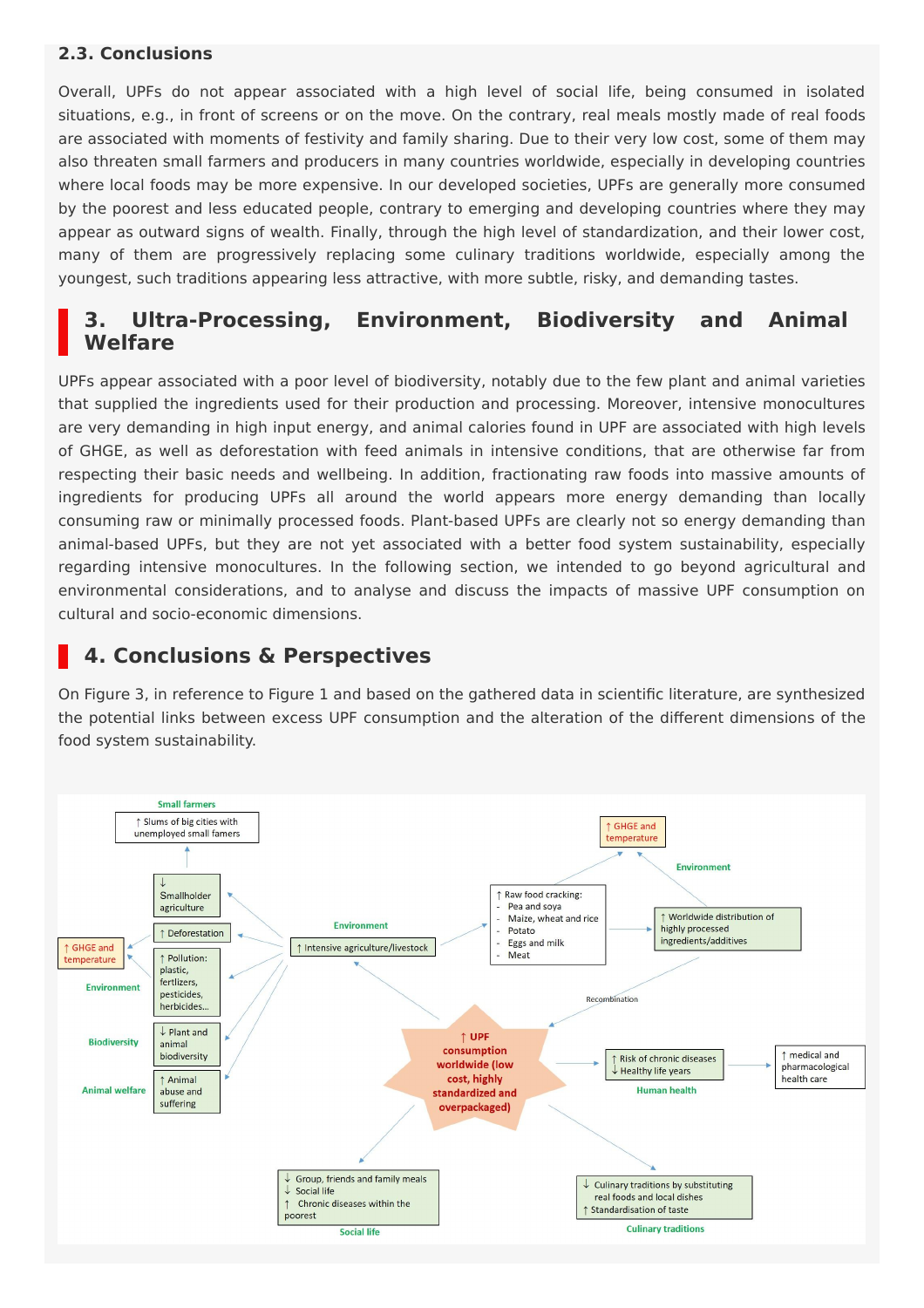### 2.3. Conclusions

Overall, UPFs do not appear associated with a high level of social life, being consumed in isolated situations, e.g., in front of screens or on the move. On the contrary, real meals mostly made of real foods are associated with moments of festivity and family sharing. Due to their very low cost, some of them may also threaten small farmers and producers in many countries worldwide, especially in developing countries where local foods may be more expensive. In our developed societies, UPFs are generally more consumed by the poorest and less educated people, contrary to emerging and developing countries where they may appear as outward signs of wealth. Finally, through the high level of standardization, and their lower cost, many of them are progressively replacing some culinary traditions worldwide, especially among the youngest, such traditions appearing less attractive, with more subtle, risky, and demanding tastes.

## 3. Ultra-Processing, Environment, Biodiversity and Animal Welfare

UPFs appear associated with a poor level of biodiversity, notably due to the few plant and animal varieties that supplied the ingredients used for their production and processing. Moreover, intensive monocultures are very demanding in high input energy, and animal calories found in UPF are associated with high levels of GHGE, as well as deforestation with feed animals in intensive conditions, that are otherwise far from respecting their basic needs and wellbeing. In addition, fractionating raw foods into massive amounts of ingredients for producing UPFs all around the world appears more energy demanding than locally consuming raw or minimally processed foods. Plant-based UPFs are clearly not so energy demanding than animal-based UPFs, but they are not yet associated with a better food system sustainability, especially regarding intensive monocultures. In the following section, we intended to go beyond agricultural and environmental considerations, and to analyse and discuss the impacts of massive UPF consumption on cultural and socio-economic dimensions.

## 4. Conclusions & Perspectives

On Figure 3, in reference to Figure 1 and based on the gathered data in scientific literature, are synthesized the potential links between excess UPF consumption and the alteration of the different dimensions of the food system sustainability.

Small farmers
↑ Slums of big cities with unemployed small famers
↓ Smallholder agriculture
↑ Deforestation
↑ GHGE and temperature
↑ Pollution: plastic, fertlizers, pesticides, herbicides…
Environment
Biodiversity
↓ Plant and animal biodiversity
Animal welfare
↑ Animal abuse and suffering
Environment
↑ Intensive agriculture/livestock
↑ Raw food cracking:
- Pea and soya
- Maize, wheat and rice
- Potato
- Eggs and milk
- Meat
↑ GHGE and temperature
Environment
↑ Worldwide distribution of highly processed ingredients/additives
Recombination
↑ UPF consumption worldwide (low cost, highly standardized and overpackaged)
↑ Risk of chronic diseases
↓ Healthy life years
Human health
↑ medical and pharmacological health care
↓ Group, friends and family meals
↓ Social life
↑ Chronic diseases within the poorest
Social life
↓ Culinary traditions by substituting real foods and local dishes
↑ Standardisation of taste
Culinary traditions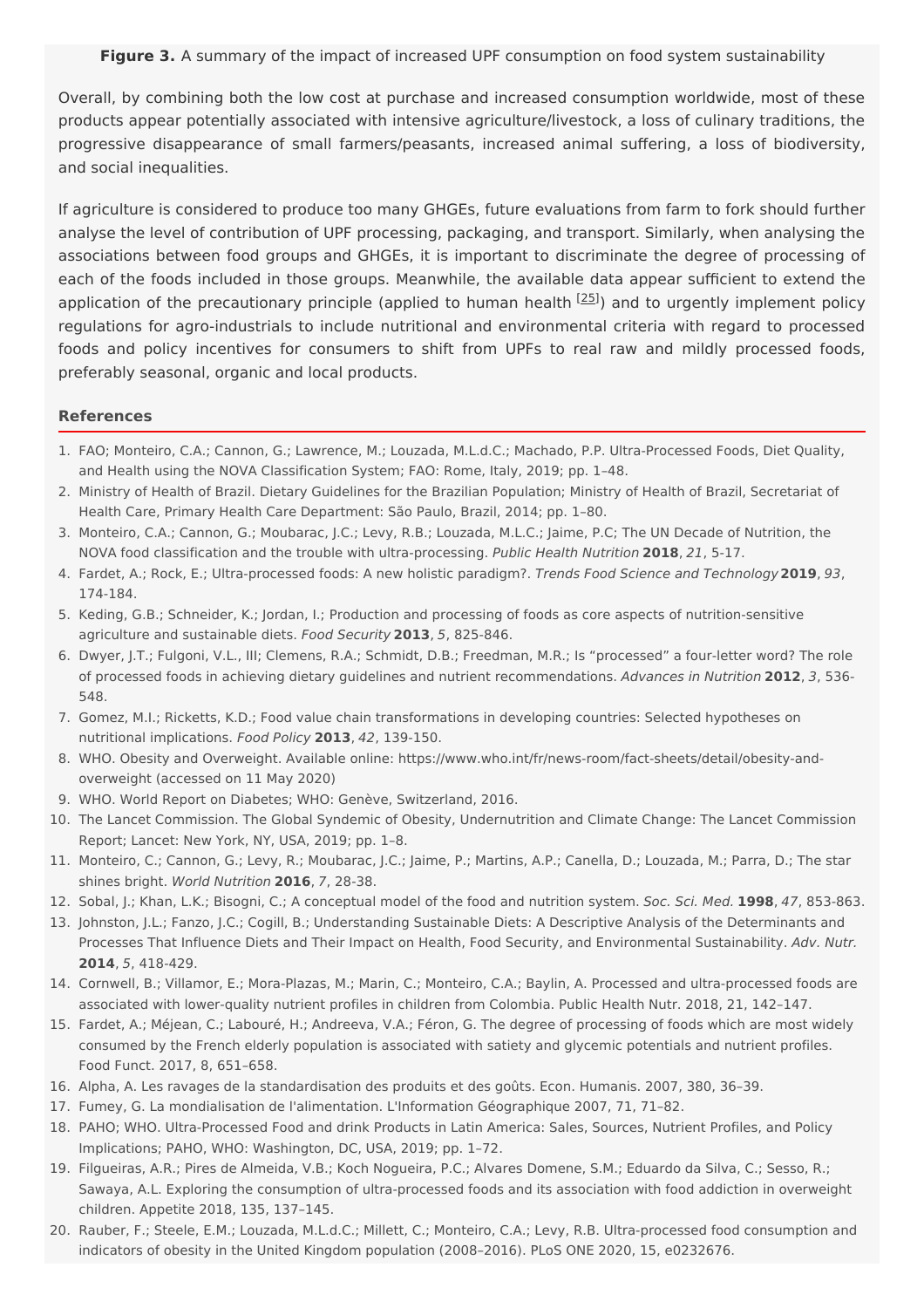**Figure 3.** A summary of the impact of increased UPF consumption on food system sustainability

Overall, by combining both the low cost at purchase and increased consumption worldwide, most of these products appear potentially associated with intensive agriculture/livestock, a loss of culinary traditions, the progressive disappearance of small farmers/peasants, increased animal suffering, a loss of biodiversity, and social inequalities.

If agriculture is considered to produce too many GHGEs, future evaluations from farm to fork should further analyse the level of contribution of UPF processing, packaging, and transport. Similarly, when analysing the associations between food groups and GHGEs, it is important to discriminate the degree of processing of each of the foods included in those groups. Meanwhile, the available data appear sufficient to extend the application of the precautionary principle (applied to human health [25]) and to urgently implement policy regulations for agro-industrials to include nutritional and environmental criteria with regard to processed foods and policy incentives for consumers to shift from UPFs to real raw and mildly processed foods, preferably seasonal, organic and local products.

## References

1. FAO; Monteiro, C.A.; Cannon, G.; Lawrence, M.; Louzada, M.L.d.C.; Machado, P.P. Ultra-Processed Foods, Diet Quality, and Health using the NOVA Classification System; FAO: Rome, Italy, 2019; pp. 1–48.
2. Ministry of Health of Brazil. Dietary Guidelines for the Brazilian Population; Ministry of Health of Brazil, Secretariat of Health Care, Primary Health Care Department: São Paulo, Brazil, 2014; pp. 1–80.
3. Monteiro, C.A.; Cannon, G.; Moubarac, J.C.; Levy, R.B.; Louzada, M.L.C.; Jaime, P.C; The UN Decade of Nutrition, the NOVA food classification and the trouble with ultra-processing. *Public Health Nutrition* **2018**, *21*, 5-17.
4. Fardet, A.; Rock, E.; Ultra-processed foods: A new holistic paradigm?. *Trends Food Science and Technology* **2019**, *93*, 174-184.
5. Keding, G.B.; Schneider, K.; Jordan, I.; Production and processing of foods as core aspects of nutrition-sensitive agriculture and sustainable diets. *Food Security* **2013**, *5*, 825-846.
6. Dwyer, J.T.; Fulgoni, V.L., III; Clemens, R.A.; Schmidt, D.B.; Freedman, M.R.; Is "processed" a four-letter word? The role of processed foods in achieving dietary guidelines and nutrient recommendations. *Advances in Nutrition* **2012**, *3*, 536-548.
7. Gomez, M.I.; Ricketts, K.D.; Food value chain transformations in developing countries: Selected hypotheses on nutritional implications. *Food Policy* **2013**, *42*, 139-150.
8. WHO. Obesity and Overweight. Available online: https://www.who.int/fr/news-room/fact-sheets/detail/obesity-and-overweight (accessed on 11 May 2020)
9. WHO. World Report on Diabetes; WHO: Genève, Switzerland, 2016.
10. The Lancet Commission. The Global Syndemic of Obesity, Undernutrition and Climate Change: The Lancet Commission Report; Lancet: New York, NY, USA, 2019; pp. 1–8.
11. Monteiro, C.; Cannon, G.; Levy, R.; Moubarac, J.C.; Jaime, P.; Martins, A.P.; Canella, D.; Louzada, M.; Parra, D.; The star shines bright. *World Nutrition* **2016**, *7*, 28-38.
12. Sobal, J.; Khan, L.K.; Bisogni, C.; A conceptual model of the food and nutrition system. *Soc. Sci. Med.* **1998**, *47*, 853-863.
13. Johnston, J.L.; Fanzo, J.C.; Cogill, B.; Understanding Sustainable Diets: A Descriptive Analysis of the Determinants and Processes That Influence Diets and Their Impact on Health, Food Security, and Environmental Sustainability. *Adv. Nutr.* **2014**, *5*, 418-429.
14. Cornwell, B.; Villamor, E.; Mora-Plazas, M.; Marin, C.; Monteiro, C.A.; Baylin, A. Processed and ultra-processed foods are associated with lower-quality nutrient profiles in children from Colombia. Public Health Nutr. 2018, 21, 142–147.
15. Fardet, A.; Méjean, C.; Labouré, H.; Andreeva, V.A.; Féron, G. The degree of processing of foods which are most widely consumed by the French elderly population is associated with satiety and glycemic potentials and nutrient profiles. Food Funct. 2017, 8, 651–658.
16. Alpha, A. Les ravages de la standardisation des produits et des goûts. Econ. Humanis. 2007, 380, 36–39.
17. Fumey, G. La mondialisation de l'alimentation. L'Information Géographique 2007, 71, 71–82.
18. PAHO; WHO. Ultra-Processed Food and drink Products in Latin America: Sales, Sources, Nutrient Profiles, and Policy Implications; PAHO, WHO: Washington, DC, USA, 2019; pp. 1–72.
19. Filgueiras, A.R.; Pires de Almeida, V.B.; Koch Nogueira, P.C.; Alvares Domene, S.M.; Eduardo da Silva, C.; Sesso, R.; Sawaya, A.L. Exploring the consumption of ultra-processed foods and its association with food addiction in overweight children. Appetite 2018, 135, 137–145.
20. Rauber, F.; Steele, E.M.; Louzada, M.L.d.C.; Millett, C.; Monteiro, C.A.; Levy, R.B. Ultra-processed food consumption and indicators of obesity in the United Kingdom population (2008–2016). PLoS ONE 2020, 15, e0232676.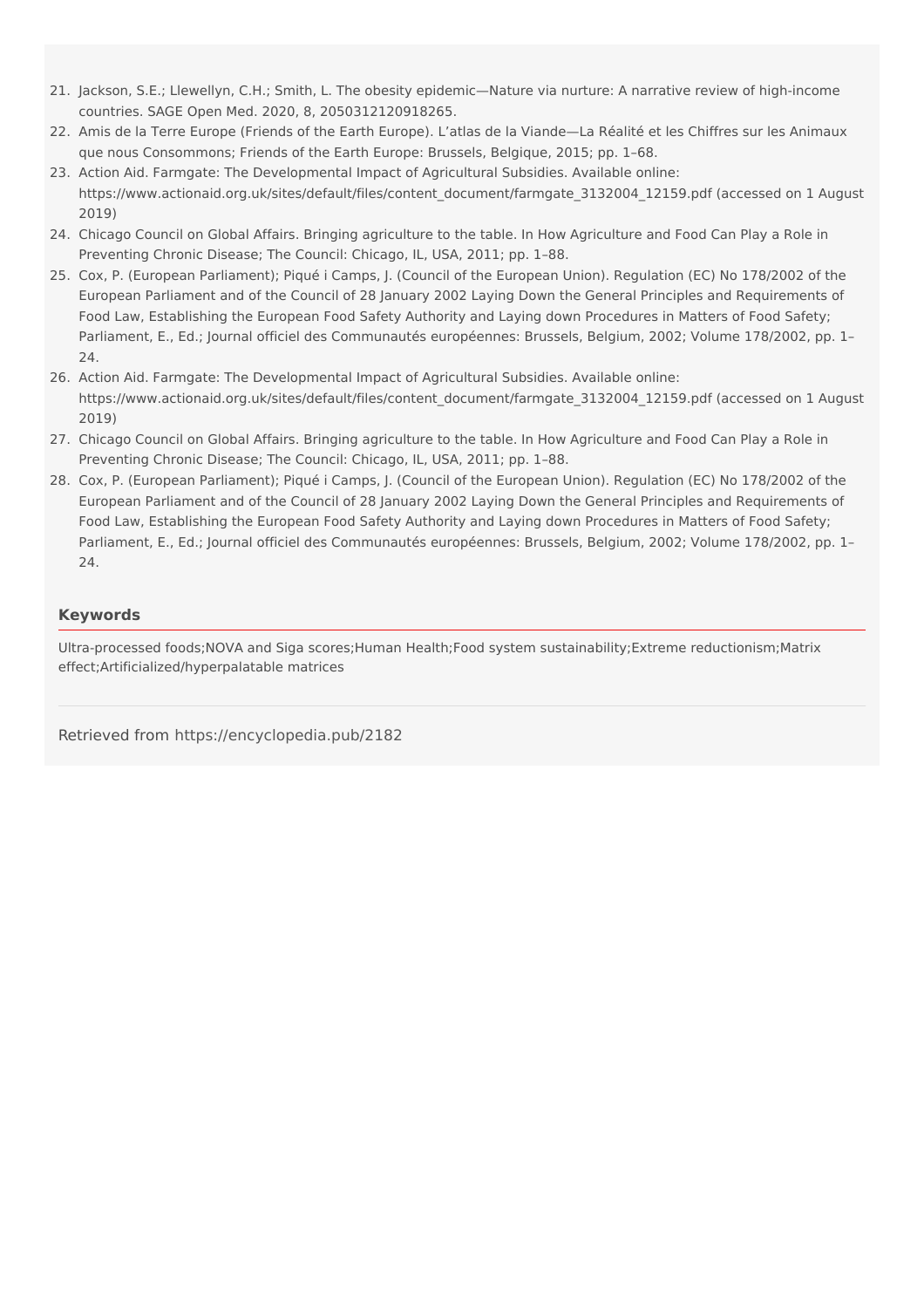21. Jackson, S.E.; Llewellyn, C.H.; Smith, L. The obesity epidemic—Nature via nurture: A narrative review of high-income countries. SAGE Open Med. 2020, 8, 2050312120918265.
22. Amis de la Terre Europe (Friends of the Earth Europe). L'atlas de la Viande—La Réalité et les Chiffres sur les Animaux que nous Consommons; Friends of the Earth Europe: Brussels, Belgique, 2015; pp. 1–68.
23. Action Aid. Farmgate: The Developmental Impact of Agricultural Subsidies. Available online: https://www.actionaid.org.uk/sites/default/files/content_document/farmgate_3132004_12159.pdf (accessed on 1 August 2019)
24. Chicago Council on Global Affairs. Bringing agriculture to the table. In How Agriculture and Food Can Play a Role in Preventing Chronic Disease; The Council: Chicago, IL, USA, 2011; pp. 1–88.
25. Cox, P. (European Parliament); Piqué i Camps, J. (Council of the European Union). Regulation (EC) No 178/2002 of the European Parliament and of the Council of 28 January 2002 Laying Down the General Principles and Requirements of Food Law, Establishing the European Food Safety Authority and Laying down Procedures in Matters of Food Safety; Parliament, E., Ed.; Journal officiel des Communautés européennes: Brussels, Belgium, 2002; Volume 178/2002, pp. 1–24.
26. Action Aid. Farmgate: The Developmental Impact of Agricultural Subsidies. Available online: https://www.actionaid.org.uk/sites/default/files/content_document/farmgate_3132004_12159.pdf (accessed on 1 August 2019)
27. Chicago Council on Global Affairs. Bringing agriculture to the table. In How Agriculture and Food Can Play a Role in Preventing Chronic Disease; The Council: Chicago, IL, USA, 2011; pp. 1–88.
28. Cox, P. (European Parliament); Piqué i Camps, J. (Council of the European Union). Regulation (EC) No 178/2002 of the European Parliament and of the Council of 28 January 2002 Laying Down the General Principles and Requirements of Food Law, Establishing the European Food Safety Authority and Laying down Procedures in Matters of Food Safety; Parliament, E., Ed.; Journal officiel des Communautés européennes: Brussels, Belgium, 2002; Volume 178/2002, pp. 1–24.

### Keywords

Ultra-processed foods;NOVA and Siga scores;Human Health;Food system sustainability;Extreme reductionism;Matrix effect;Artificialized/hyperpalatable matrices

Retrieved from https://encyclopedia.pub/2182